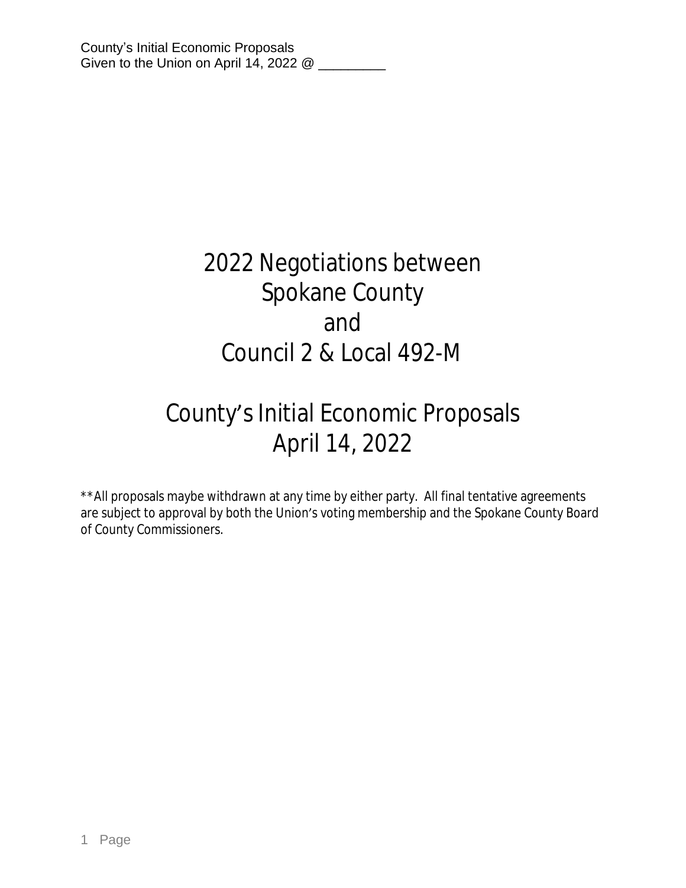# 2022 Negotiations between Spokane County and Council 2 & Local 492-M

# County's Initial Economic Proposals April 14, 2022

**All proposals maybe withdrawn at any time by either party. All final tentative agreements are subject to approval by both the Union's voting membership and the Spokane County Board of County Commissioners.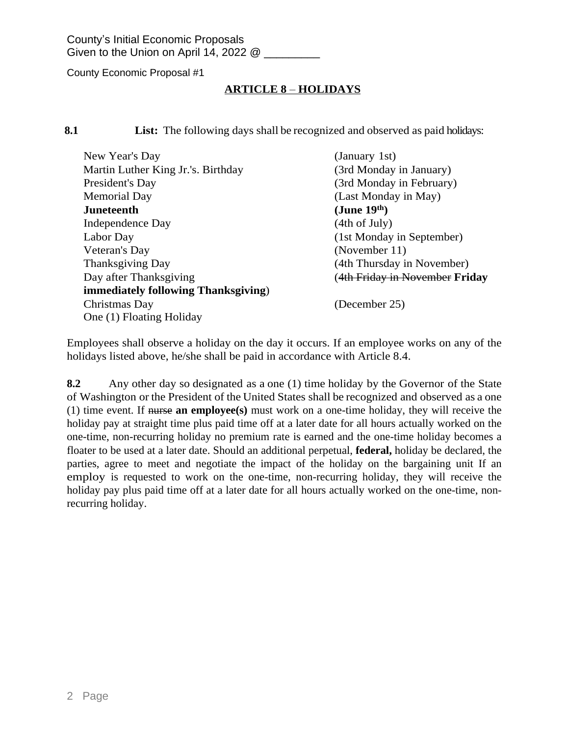County's Initial Economic Proposals
Given to the Union on April 14, 2022 @ _________

County Economic Proposal #1

## ARTICLE 8 – HOLIDAYS

**8.1** **List:** The following days shall be recognized and observed as paid holidays:

| | |
|---|---|
| New Year's Day | (January 1st) |
| Martin Luther King Jr.'s. Birthday | (3rd Monday in January) |
| President's Day | (3rd Monday in February) |
| Memorial Day | (Last Monday in May) |
| **Juneteenth** | **(June 19th)** |
| Independence Day | (4th of July) |
| Labor Day | (1st Monday in September) |
| Veteran's Day | (November 11) |
| Thanksgiving Day | (4th Thursday in November) |
| Day after Thanksgiving | (~~4th Friday in November~~ **Friday immediately following Thanksgiving**) |
| Christmas Day | (December 25) |
| One (1) Floating Holiday | |

Employees shall observe a holiday on the day it occurs. If an employee works on any of the holidays listed above, he/she shall be paid in accordance with Article 8.4.

**8.2** Any other day so designated as a one (1) time holiday by the Governor of the State of Washington or the President of the United States shall be recognized and observed as a one (1) time event. If ~~nurse~~ **an employee(s)** must work on a one-time holiday, they will receive the holiday pay at straight time plus paid time off at a later date for all hours actually worked on the one-time, non-recurring holiday no premium rate is earned and the one-time holiday becomes a floater to be used at a later date. Should an additional perpetual, **federal,** holiday be declared, the parties, agree to meet and negotiate the impact of the holiday on the bargaining unit If an employ is requested to work on the one-time, non-recurring holiday, they will receive the holiday pay plus paid time off at a later date for all hours actually worked on the one-time, non-recurring holiday.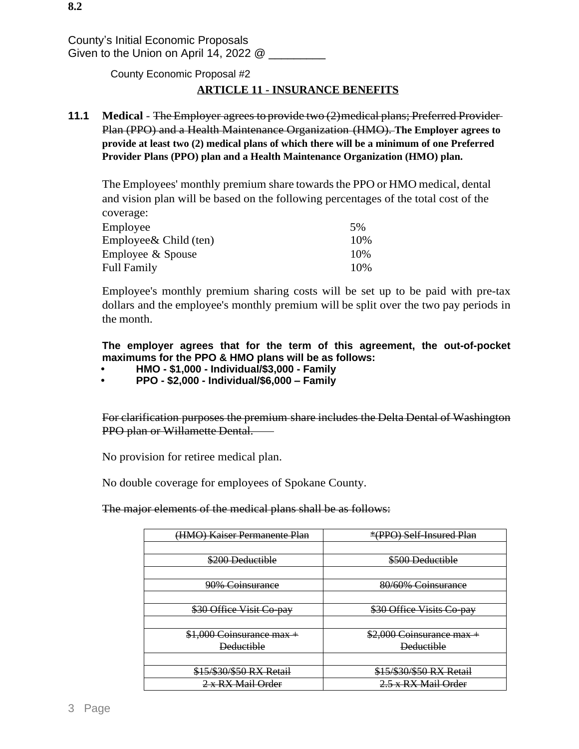**8.2**

County's Initial Economic Proposals
Given to the Union on April 14, 2022 @ _________

County Economic Proposal #2

## ARTICLE 11 - INSURANCE BENEFITS

**11.1 Medical** - ~~The Employer agrees to provide two (2) medical plans; Preferred Provider Plan (PPO) and a Health Maintenance Organization (HMO).~~ **The Employer agrees to provide at least two (2) medical plans of which there will be a minimum of one Preferred Provider Plans (PPO) plan and a Health Maintenance Organization (HMO) plan.**

The Employees' monthly premium share towards the PPO or HMO medical, dental and vision plan will be based on the following percentages of the total cost of the coverage:

| | |
|---|---|
| Employee | 5% |
| Employee& Child (ten) | 10% |
| Employee & Spouse | 10% |
| Full Family | 10% |

Employee's monthly premium sharing costs will be set up to be paid with pre-tax dollars and the employee's monthly premium will be split over the two pay periods in the month.

**The employer agrees that for the term of this agreement, the out-of-pocket maximums for the PPO & HMO plans will be as follows:**

- **HMO - $1,000 - Individual/$3,000 - Family**
- **PPO - $2,000 - Individual/$6,000 – Family**

~~For clarification purposes the premium share includes the Delta Dental of Washington PPO plan or Willamette Dental.~~

No provision for retiree medical plan.

No double coverage for employees of Spokane County.

~~The major elements of the medical plans shall be as follows:~~

| ~~(HMO) Kaiser Permanente Plan~~ | ~~*(PPO) Self-Insured Plan~~ |
|---|---|
| | |
| ~~$200 Deductible~~ | ~~$500 Deductible~~ |
| | |
| ~~90% Coinsurance~~ | ~~80/60% Coinsurance~~ |
| | |
| ~~$30 Office Visit Co-pay~~ | ~~$30 Office Visits Co-pay~~ |
| | |
| ~~$1,000 Coinsurance max + Deductible~~ | ~~$2,000 Coinsurance max + Deductible~~ |
| | |
| ~~$15/$30/$50 RX Retail~~ | ~~$15/$30/$50 RX Retail~~ |
| ~~2 x RX Mail Order~~ | ~~2.5 x RX Mail Order~~ |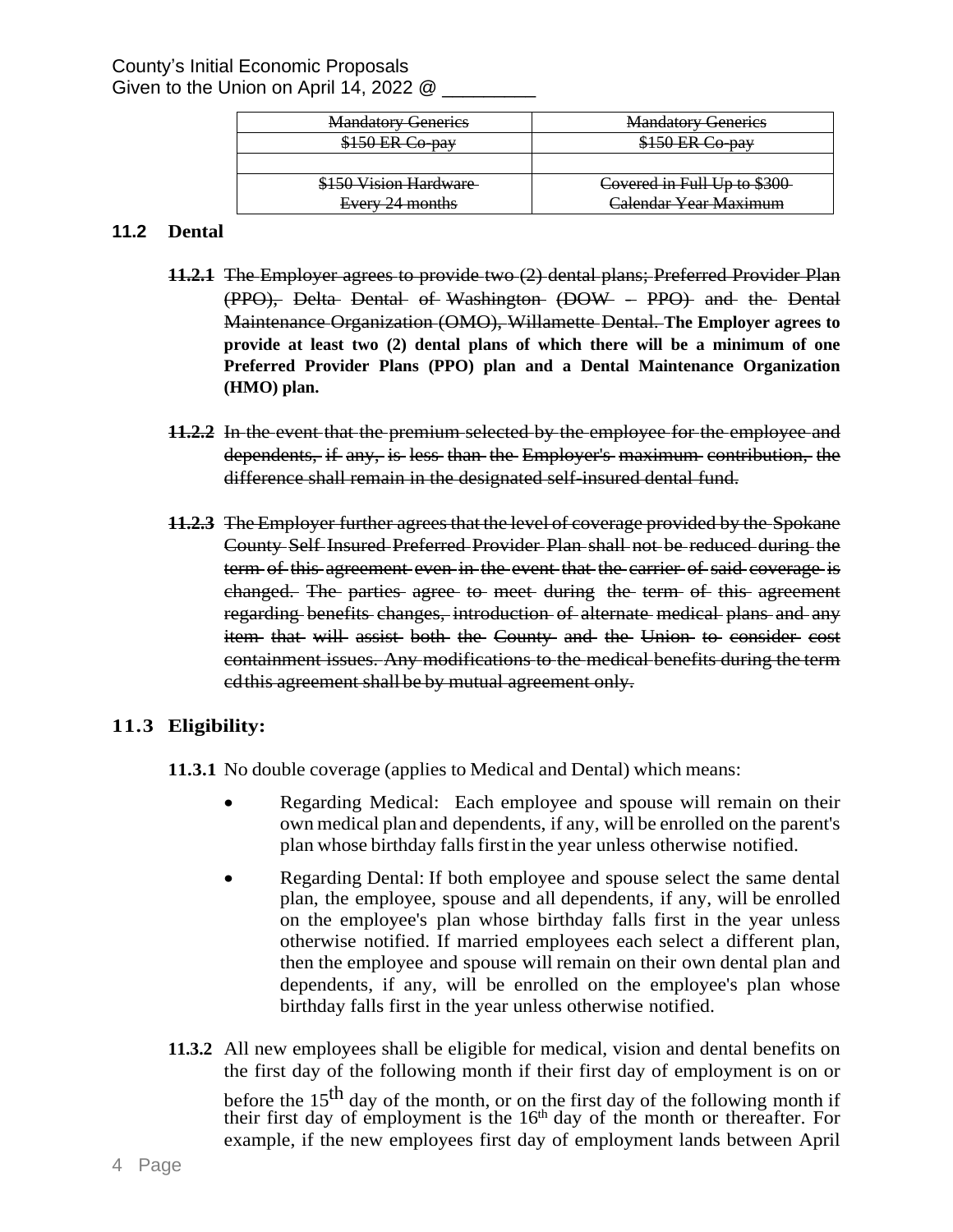County's Initial Economic Proposals
Given to the Union on April 14, 2022 @ _________

| ~~Mandatory Generics~~ | ~~Mandatory Generics~~ |
|---|---|
| ~~$150 ER Co-pay~~ | ~~$150 ER Co-pay~~ |
| | |
| ~~$150 Vision Hardware Every 24 months~~ | ~~Covered in Full Up to $300 Calendar Year Maximum~~ |

## 11.2 Dental

**~~11.2.1~~** ~~The Employer agrees to provide two (2) dental plans; Preferred Provider Plan (PPO), Delta Dental of Washington (DOW – PPO) and the Dental Maintenance Organization (OMO), Willamette Dental.~~ **The Employer agrees to provide at least two (2) dental plans of which there will be a minimum of one Preferred Provider Plans (PPO) plan and a Dental Maintenance Organization (HMO) plan.**

**~~11.2.2~~** ~~In the event that the premium selected by the employee for the employee and dependents, if any, is less than the Employer's maximum contribution, the difference shall remain in the designated self-insured dental fund.~~

**~~11.2.3~~** ~~The Employer further agrees that the level of coverage provided by the Spokane County Self Insured Preferred Provider Plan shall not be reduced during the term of this agreement even in the event that the carrier of said coverage is changed. The parties agree to meet during the term of this agreement regarding benefits changes, introduction of alternate medical plans and any item that will assist both the County and the Union to consider cost containment issues. Any modifications to the medical benefits during the term ed this agreement shall be by mutual agreement only.~~

## 11.3 Eligibility:

**11.3.1** No double coverage (applies to Medical and Dental) which means:

- Regarding Medical: Each employee and spouse will remain on their own medical plan and dependents, if any, will be enrolled on the parent's plan whose birthday falls first in the year unless otherwise notified.
- Regarding Dental: If both employee and spouse select the same dental plan, the employee, spouse and all dependents, if any, will be enrolled on the employee's plan whose birthday falls first in the year unless otherwise notified. If married employees each select a different plan, then the employee and spouse will remain on their own dental plan and dependents, if any, will be enrolled on the employee's plan whose birthday falls first in the year unless otherwise notified.

**11.3.2** All new employees shall be eligible for medical, vision and dental benefits on the first day of the following month if their first day of employment is on or before the 15th day of the month, or on the first day of the following month if their first day of employment is the 16th day of the month or thereafter. For example, if the new employees first day of employment lands between April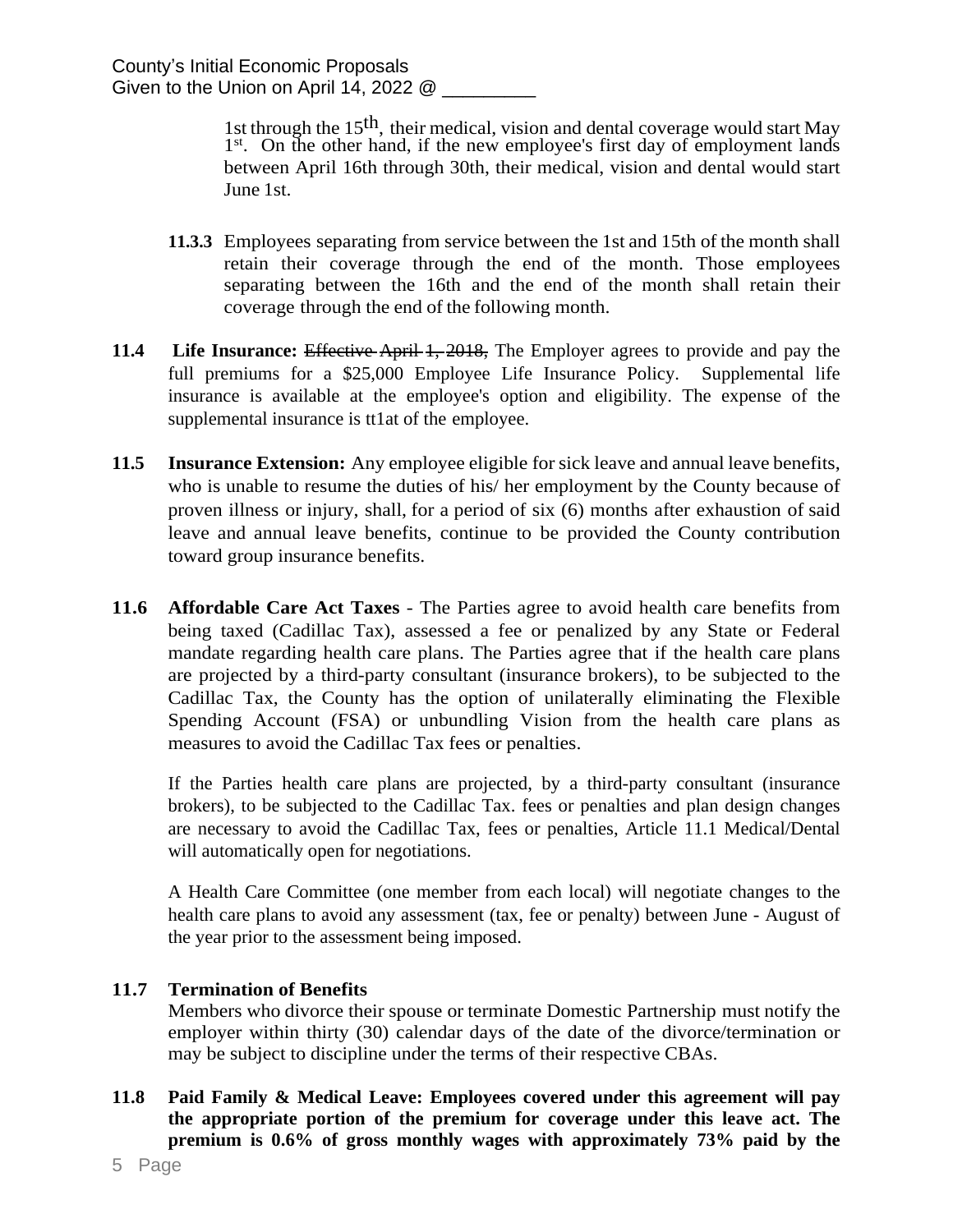1st through the 15th, their medical, vision and dental coverage would start May 1st. On the other hand, if the new employee's first day of employment lands between April 16th through 30th, their medical, vision and dental would start June 1st.

**11.3.3** Employees separating from service between the 1st and 15th of the month shall retain their coverage through the end of the month. Those employees separating between the 16th and the end of the month shall retain their coverage through the end of the following month.

**11.4 Life Insurance:** ~~Effective April 1, 2018,~~ The Employer agrees to provide and pay the full premiums for a $25,000 Employee Life Insurance Policy. Supplemental life insurance is available at the employee's option and eligibility. The expense of the supplemental insurance is tt1at of the employee.

**11.5 Insurance Extension:** Any employee eligible for sick leave and annual leave benefits, who is unable to resume the duties of his/ her employment by the County because of proven illness or injury, shall, for a period of six (6) months after exhaustion of said leave and annual leave benefits, continue to be provided the County contribution toward group insurance benefits.

**11.6 Affordable Care Act Taxes** - The Parties agree to avoid health care benefits from being taxed (Cadillac Tax), assessed a fee or penalized by any State or Federal mandate regarding health care plans. The Parties agree that if the health care plans are projected by a third-party consultant (insurance brokers), to be subjected to the Cadillac Tax, the County has the option of unilaterally eliminating the Flexible Spending Account (FSA) or unbundling Vision from the health care plans as measures to avoid the Cadillac Tax fees or penalties.

If the Parties health care plans are projected, by a third-party consultant (insurance brokers), to be subjected to the Cadillac Tax. fees or penalties and plan design changes are necessary to avoid the Cadillac Tax, fees or penalties, Article 11.1 Medical/Dental will automatically open for negotiations.

A Health Care Committee (one member from each local) will negotiate changes to the health care plans to avoid any assessment (tax, fee or penalty) between June - August of the year prior to the assessment being imposed.

**11.7 Termination of Benefits**

Members who divorce their spouse or terminate Domestic Partnership must notify the employer within thirty (30) calendar days of the date of the divorce/termination or may be subject to discipline under the terms of their respective CBAs.

**11.8 Paid Family & Medical Leave: Employees covered under this agreement will pay the appropriate portion of the premium for coverage under this leave act. The premium is 0.6% of gross monthly wages with approximately 73% paid by the**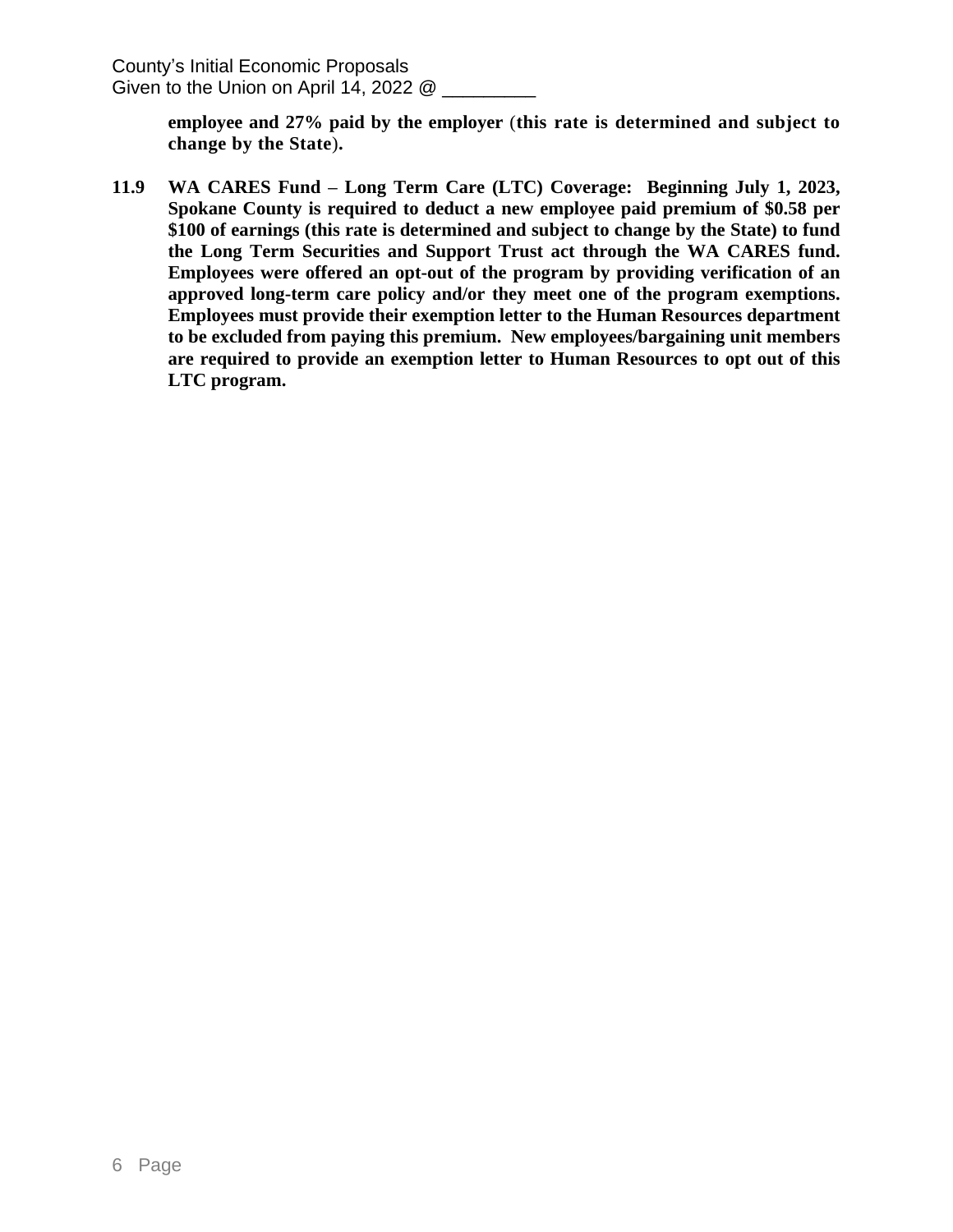**employee and 27% paid by the employer** (**this rate is determined and subject to change by the State**).

**11.9 WA CARES Fund – Long Term Care (LTC) Coverage: Beginning July 1, 2023, Spokane County is required to deduct a new employee paid premium of $0.58 per $100 of earnings (this rate is determined and subject to change by the State) to fund the Long Term Securities and Support Trust act through the WA CARES fund. Employees were offered an opt-out of the program by providing verification of an approved long-term care policy and/or they meet one of the program exemptions. Employees must provide their exemption letter to the Human Resources department to be excluded from paying this premium. New employees/bargaining unit members are required to provide an exemption letter to Human Resources to opt out of this LTC program.**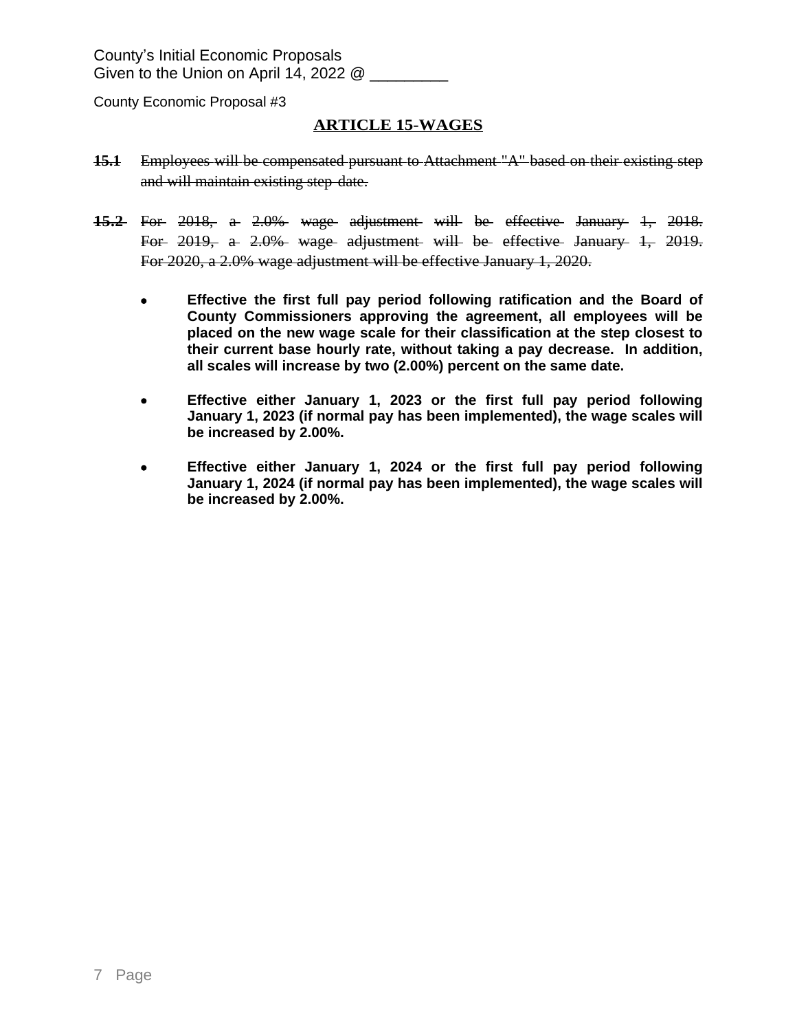County's Initial Economic Proposals
Given to the Union on April 14, 2022 @ _________

County Economic Proposal #3

## ARTICLE 15-WAGES

~~**15.1** Employees will be compensated pursuant to Attachment "A" based on their existing step and will maintain existing step date.~~

~~**15.2** For 2018, a 2.0% wage adjustment will be effective January 1, 2018. For 2019, a 2.0% wage adjustment will be effective January 1, 2019. For 2020, a 2.0% wage adjustment will be effective January 1, 2020.~~

- **Effective the first full pay period following ratification and the Board of County Commissioners approving the agreement, all employees will be placed on the new wage scale for their classification at the step closest to their current base hourly rate, without taking a pay decrease. In addition, all scales will increase by two (2.00%) percent on the same date.**

- **Effective either January 1, 2023 or the first full pay period following January 1, 2023 (if normal pay has been implemented), the wage scales will be increased by 2.00%.**

- **Effective either January 1, 2024 or the first full pay period following January 1, 2024 (if normal pay has been implemented), the wage scales will be increased by 2.00%.**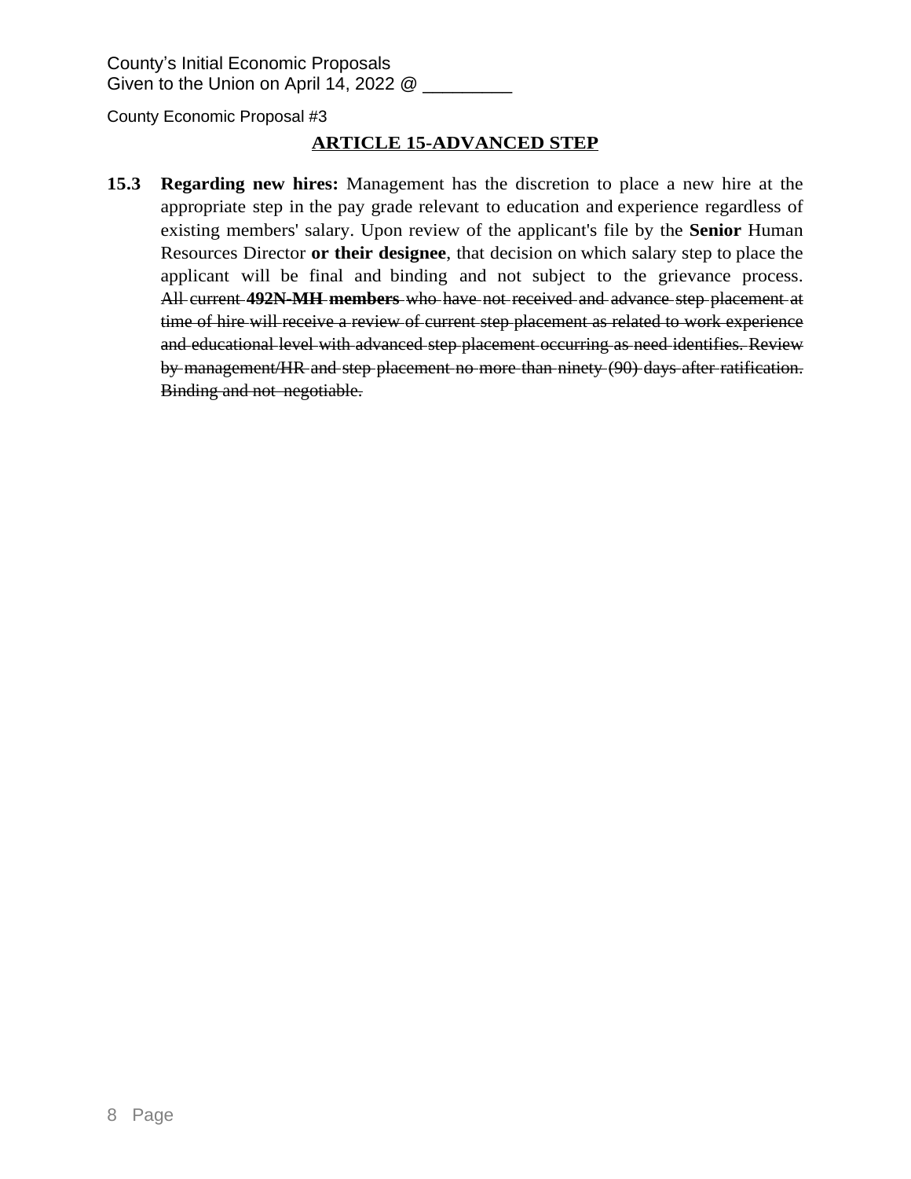County's Initial Economic Proposals
Given to the Union on April 14, 2022 @ _________

County Economic Proposal #3

## ARTICLE 15-ADVANCED STEP

**15.3** **Regarding new hires:** Management has the discretion to place a new hire at the appropriate step in the pay grade relevant to education and experience regardless of existing members' salary. Upon review of the applicant's file by the **Senior** Human Resources Director **or their designee**, that decision on which salary step to place the applicant will be final and binding and not subject to the grievance process. ~~All current **492N-MH members** who have not received and advance step placement at time of hire will receive a review of current step placement as related to work experience and educational level with advanced step placement occurring as need identifies. Review by management/HR and step placement no more than ninety (90) days after ratification. Binding and not negotiable.~~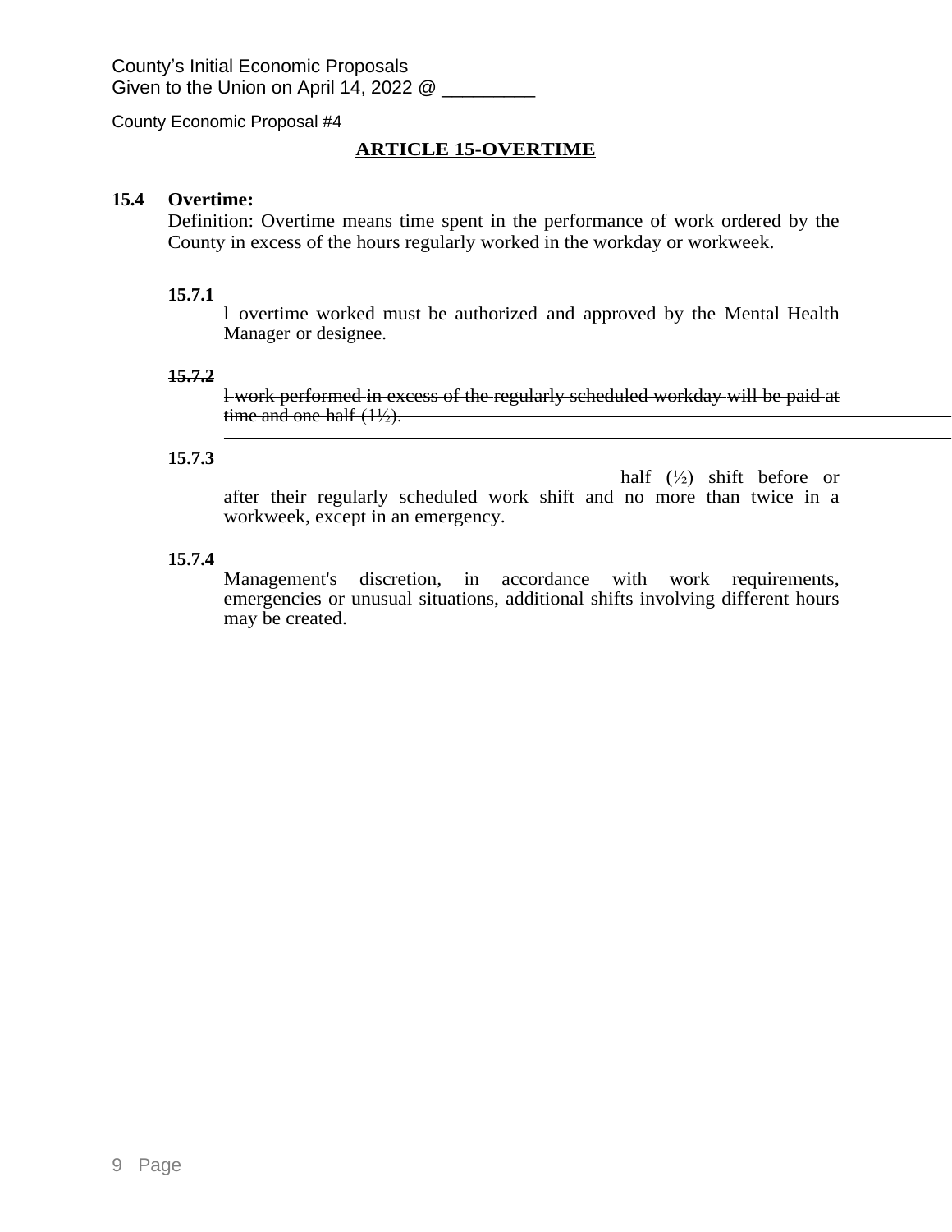County's Initial Economic Proposals
Given to the Union on April 14, 2022 @ _________

County Economic Proposal #4

## ARTICLE 15-OVERTIME

**15.4 Overtime:**

Definition: Overtime means time spent in the performance of work ordered by the County in excess of the hours regularly worked in the workday or workweek.

**15.7.1**

l overtime worked must be authorized and approved by the Mental Health Manager or designee.

~~**15.7.2**~~

~~l work performed in excess of the regularly scheduled workday will be paid at time and one-half (1½).~~

**15.7.3**

half (½) shift before or after their regularly scheduled work shift and no more than twice in a workweek, except in an emergency.

**15.7.4**

Management's discretion, in accordance with work requirements, emergencies or unusual situations, additional shifts involving different hours may be created.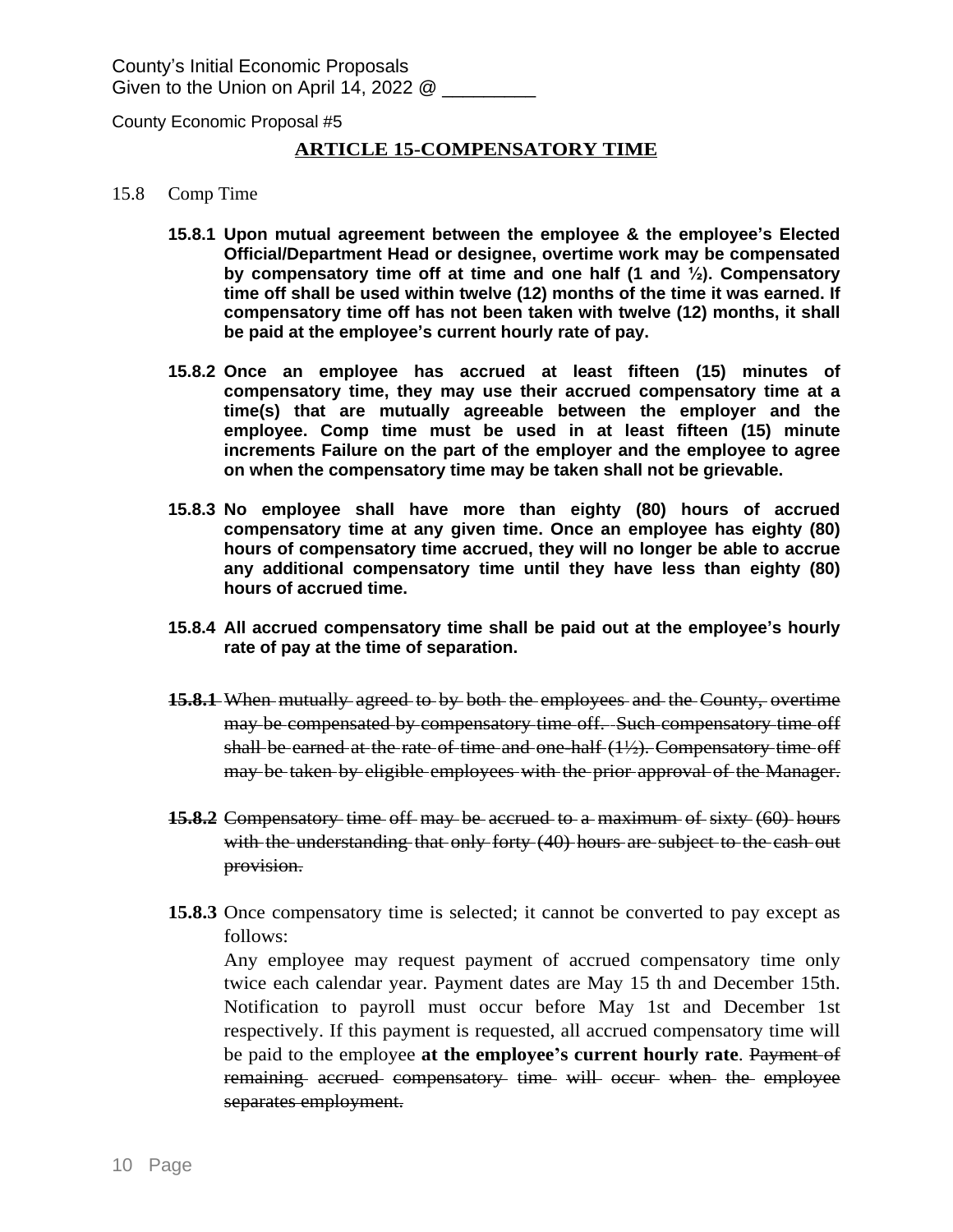County's Initial Economic Proposals
Given to the Union on April 14, 2022 @ _________

County Economic Proposal #5

## ARTICLE 15-COMPENSATORY TIME

15.8 Comp Time

**15.8.1 Upon mutual agreement between the employee & the employee's Elected Official/Department Head or designee, overtime work may be compensated by compensatory time off at time and one half (1 and ½). Compensatory time off shall be used within twelve (12) months of the time it was earned. If compensatory time off has not been taken with twelve (12) months, it shall be paid at the employee's current hourly rate of pay.**

**15.8.2 Once an employee has accrued at least fifteen (15) minutes of compensatory time, they may use their accrued compensatory time at a time(s) that are mutually agreeable between the employer and the employee. Comp time must be used in at least fifteen (15) minute increments Failure on the part of the employer and the employee to agree on when the compensatory time may be taken shall not be grievable.**

**15.8.3 No employee shall have more than eighty (80) hours of accrued compensatory time at any given time. Once an employee has eighty (80) hours of compensatory time accrued, they will no longer be able to accrue any additional compensatory time until they have less than eighty (80) hours of accrued time.**

**15.8.4 All accrued compensatory time shall be paid out at the employee's hourly rate of pay at the time of separation.**

~~**15.8.1** When mutually agreed to by both the employees and the County, overtime may be compensated by compensatory time off. Such compensatory time off shall be earned at the rate of time and one-half (1½). Compensatory time off may be taken by eligible employees with the prior approval of the Manager.~~

~~**15.8.2** Compensatory time off may be accrued to a maximum of sixty (60) hours with the understanding that only forty (40) hours are subject to the cash out provision.~~

**15.8.3** Once compensatory time is selected; it cannot be converted to pay except as follows:
Any employee may request payment of accrued compensatory time only twice each calendar year. Payment dates are May 15 th and December 15th. Notification to payroll must occur before May 1st and December 1st respectively. If this payment is requested, all accrued compensatory time will be paid to the employee **at the employee's current hourly rate**. ~~Payment of remaining accrued compensatory time will occur when the employee separates employment.~~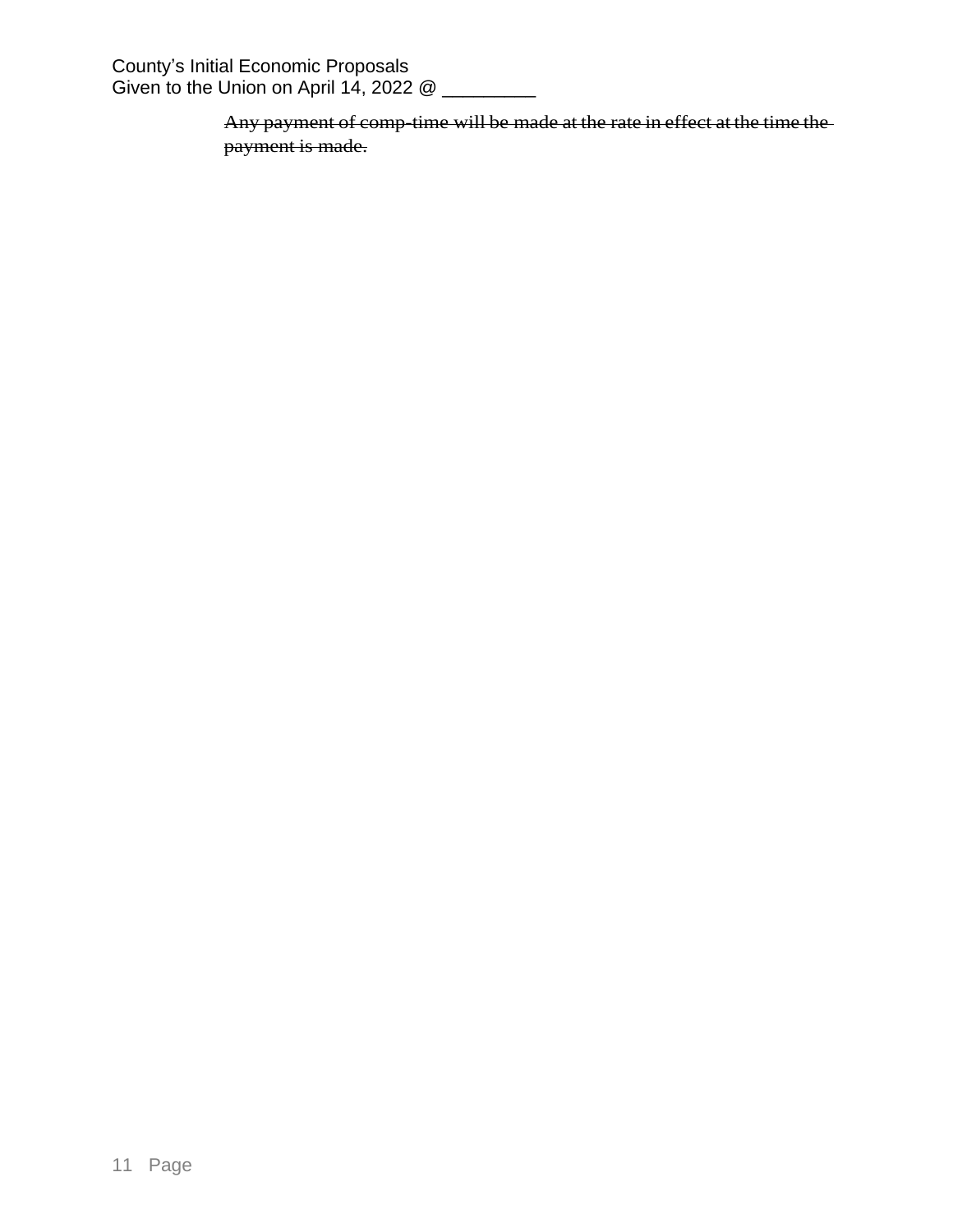~~Any payment of comp-time will be made at the rate in effect at the time the payment is made.~~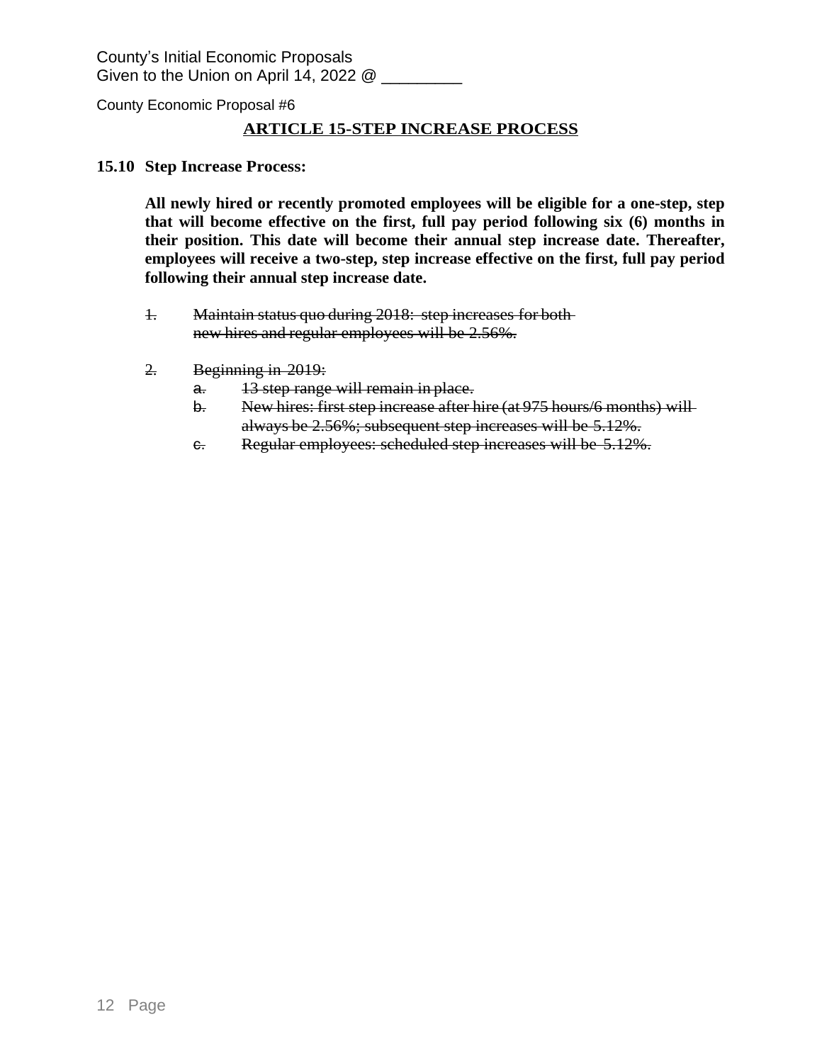County's Initial Economic Proposals
Given to the Union on April 14, 2022 @ _________

County Economic Proposal #6

## ARTICLE 15-STEP INCREASE PROCESS

**15.10 Step Increase Process:**

**All newly hired or recently promoted employees will be eligible for a one-step, step that will become effective on the first, full pay period following six (6) months in their position. This date will become their annual step increase date. Thereafter, employees will receive a two-step, step increase effective on the first, full pay period following their annual step increase date.**

1. ~~Maintain status quo during 2018: step increases for both new hires and regular employees will be 2.56%.~~

2. ~~Beginning in 2019:~~
   a. ~~13 step range will remain in place.~~
   b. ~~New hires: first step increase after hire (at 975 hours/6 months) will always be 2.56%; subsequent step increases will be 5.12%.~~
   c. ~~Regular employees: scheduled step increases will be 5.12%.~~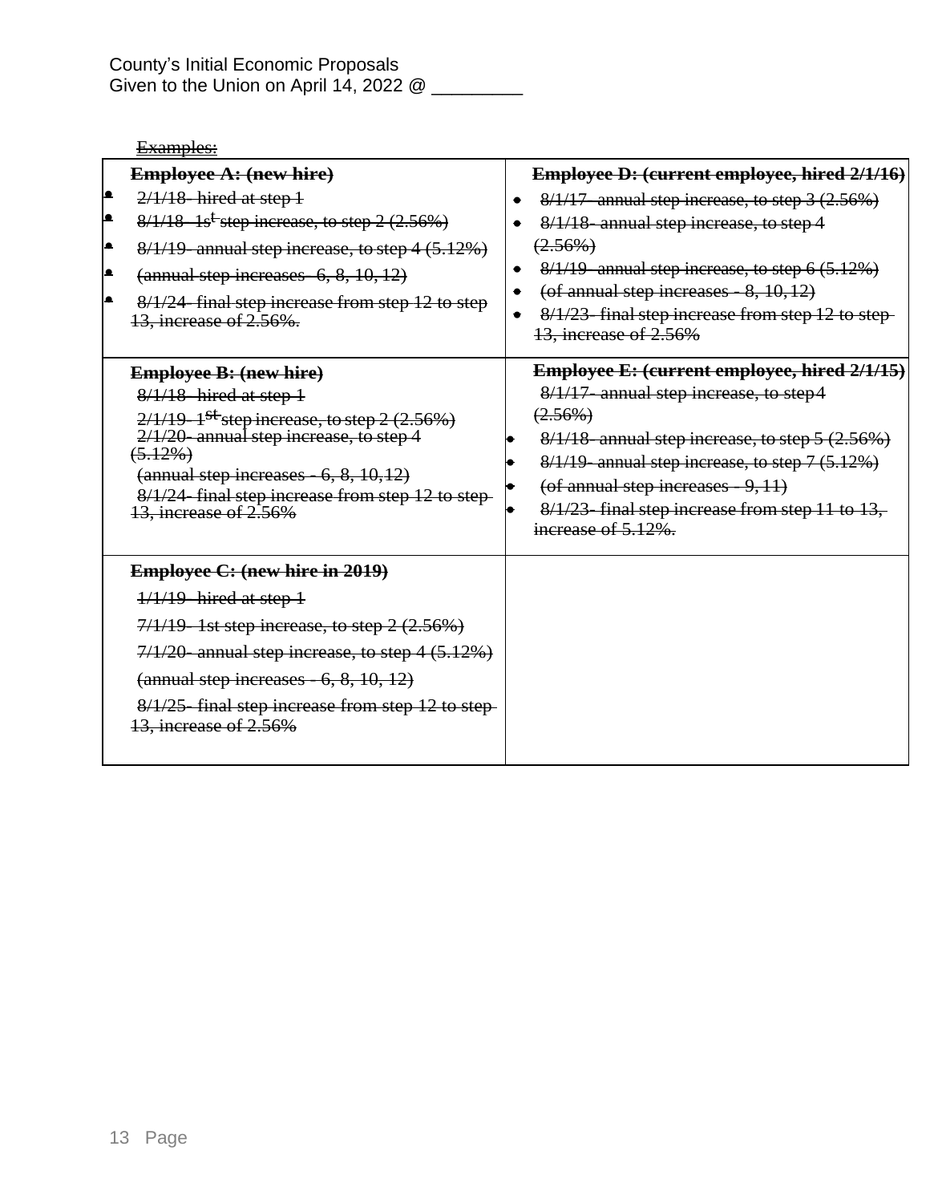County's Initial Economic Proposals
Given to the Union on April 14, 2022 @ _________

~~Examples:~~

| ~~**Employee A: (new hire)**~~ | ~~**Employee D: (current employee, hired 2/1/16)**~~ |
|---|---|
| • ~~2/1/18- hired at step 1~~<br>• ~~8/1/18- 1st step increase, to step 2 (2.56%)~~<br>• ~~8/1/19- annual step increase, to step 4 (5.12%)~~<br>• ~~(annual step increases - 6, 8, 10, 12)~~<br>• ~~8/1/24- final step increase from step 12 to step 13, increase of 2.56%.~~ | • ~~8/1/17- annual step increase, to step 3 (2.56%)~~<br>• ~~8/1/18- annual step increase, to step 4 (2.56%)~~<br>• ~~8/1/19- annual step increase, to step 6 (5.12%)~~<br>• ~~(of annual step increases - 8, 10, 12)~~<br>• ~~8/1/23- final step increase from step 12 to step 13, increase of 2.56%~~ |
| ~~**Employee B: (new hire)**~~<br>~~8/1/18- hired at step 1~~<br>~~2/1/19- 1st step increase, to step 2 (2.56%)~~<br>~~2/1/20- annual step increase, to step 4 (5.12%)~~<br>~~(annual step increases - 6, 8, 10, 12)~~<br>~~8/1/24- final step increase from step 12 to step 13, increase of 2.56%~~ | ~~**Employee E: (current employee, hired 2/1/15)**~~<br>~~8/1/17- annual step increase, to step 4 (2.56%)~~<br>• ~~8/1/18- annual step increase, to step 5 (2.56%)~~<br>• ~~8/1/19- annual step increase, to step 7 (5.12%)~~<br>• ~~(of annual step increases - 9, 11)~~<br>• ~~8/1/23- final step increase from step 11 to 13, increase of 5.12%.~~ |
| ~~**Employee C: (new hire in 2019)**~~<br>~~1/1/19- hired at step 1~~<br>~~7/1/19- 1st step increase, to step 2 (2.56%)~~<br>~~7/1/20- annual step increase, to step 4 (5.12%)~~<br>~~(annual step increases - 6, 8, 10, 12)~~<br>~~8/1/25- final step increase from step 12 to step 13, increase of 2.56%~~ | |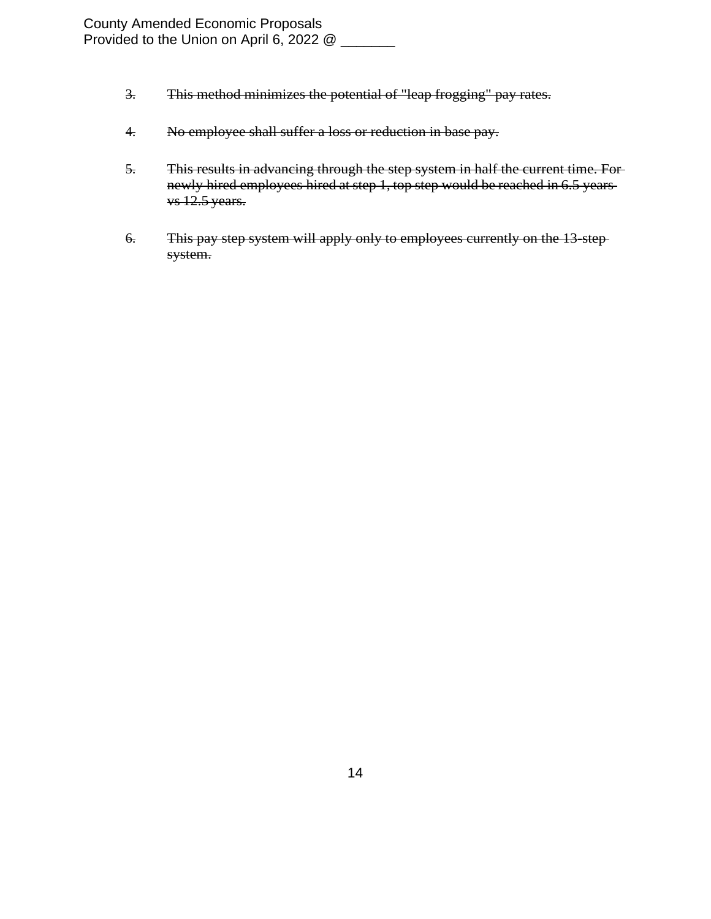3. ~~This method minimizes the potential of "leap frogging" pay rates.~~

4. ~~No employee shall suffer a loss or reduction in base pay.~~

5. ~~This results in advancing through the step system in half the current time. For newly hired employees hired at step 1, top step would be reached in 6.5 years vs 12.5 years.~~

6. ~~This pay step system will apply only to employees currently on the 13-step system.~~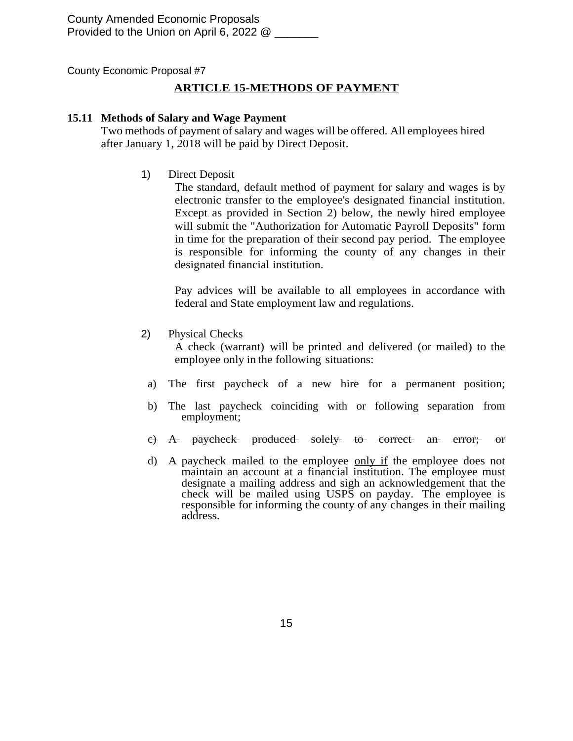County Amended Economic Proposals
Provided to the Union on April 6, 2022 @ _______

County Economic Proposal #7

## ARTICLE 15-METHODS OF PAYMENT

**15.11 Methods of Salary and Wage Payment**

Two methods of payment of salary and wages will be offered. All employees hired after January 1, 2018 will be paid by Direct Deposit.

1) Direct Deposit

The standard, default method of payment for salary and wages is by electronic transfer to the employee's designated financial institution. Except as provided in Section 2) below, the newly hired employee will submit the "Authorization for Automatic Payroll Deposits" form in time for the preparation of their second pay period. The employee is responsible for informing the county of any changes in their designated financial institution.

Pay advices will be available to all employees in accordance with federal and State employment law and regulations.

2) Physical Checks

A check (warrant) will be printed and delivered (or mailed) to the employee only in the following situations:

a) The first paycheck of a new hire for a permanent position;

b) The last paycheck coinciding with or following separation from employment;

~~c) A paycheck produced solely to correct an error; or~~

d) A paycheck mailed to the employee <u>only if</u> the employee does not maintain an account at a financial institution. The employee must designate a mailing address and sigh an acknowledgement that the check will be mailed using USPS on payday. The employee is responsible for informing the county of any changes in their mailing address.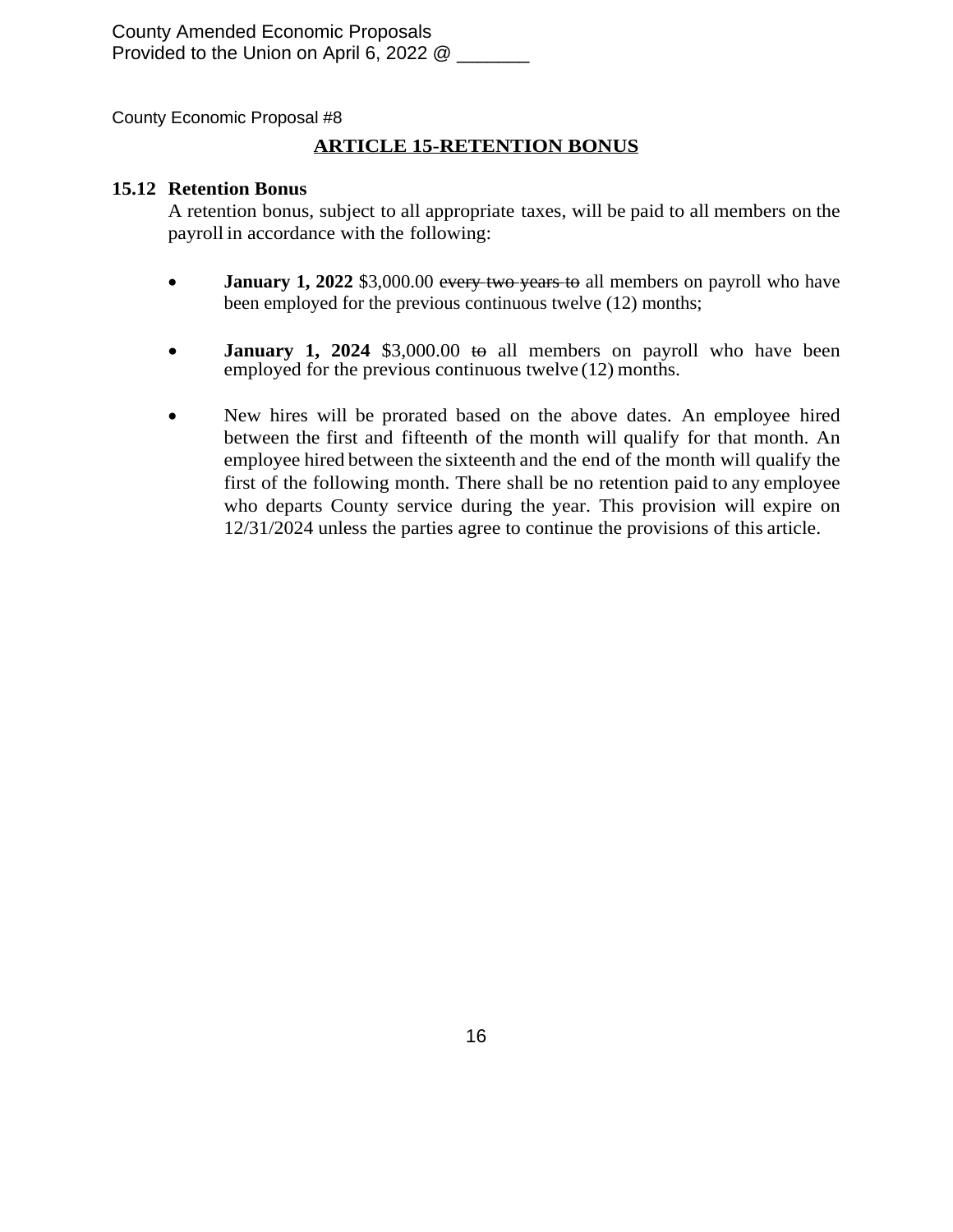County Amended Economic Proposals
Provided to the Union on April 6, 2022 @ _______

County Economic Proposal #8

## ARTICLE 15-RETENTION BONUS

**15.12 Retention Bonus**

A retention bonus, subject to all appropriate taxes, will be paid to all members on the payroll in accordance with the following:

- **January 1, 2022** $3,000.00 ~~every two years to~~ all members on payroll who have been employed for the previous continuous twelve (12) months;
- **January 1, 2024** $3,000.00 ~~to~~ all members on payroll who have been employed for the previous continuous twelve (12) months.
- New hires will be prorated based on the above dates. An employee hired between the first and fifteenth of the month will qualify for that month. An employee hired between the sixteenth and the end of the month will qualify the first of the following month. There shall be no retention paid to any employee who departs County service during the year. This provision will expire on 12/31/2024 unless the parties agree to continue the provisions of this article.